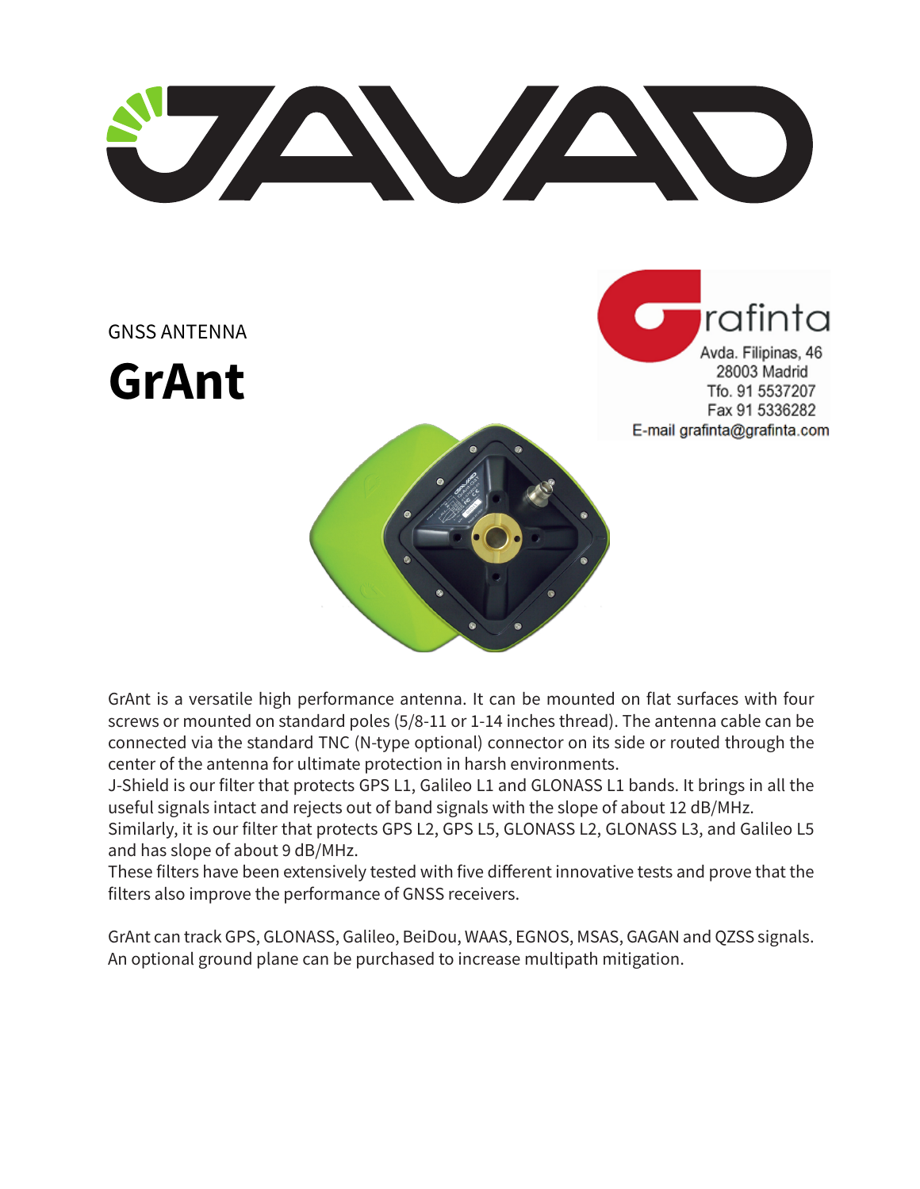GNSS ANTENNA

# GrAnt

Grafinta
Avda. Filipinas, 46
28003 Madrid
Tfo. 91 5537207
Fax 91 5336282
E-mail grafinta@grafinta.com

GrAnt is a versatile high performance antenna. It can be mounted on flat surfaces with four screws or mounted on standard poles (5/8-11 or 1-14 inches thread). The antenna cable can be connected via the standard TNC (N-type optional) connector on its side or routed through the center of the antenna for ultimate protection in harsh environments.
J-Shield is our filter that protects GPS L1, Galileo L1 and GLONASS L1 bands. It brings in all the useful signals intact and rejects out of band signals with the slope of about 12 dB/MHz.
Similarly, it is our filter that protects GPS L2, GPS L5, GLONASS L2, GLONASS L3, and Galileo L5 and has slope of about 9 dB/MHz.
These filters have been extensively tested with five different innovative tests and prove that the filters also improve the performance of GNSS receivers.

GrAnt can track GPS, GLONASS, Galileo, BeiDou, WAAS, EGNOS, MSAS, GAGAN and QZSS signals.
An optional ground plane can be purchased to increase multipath mitigation.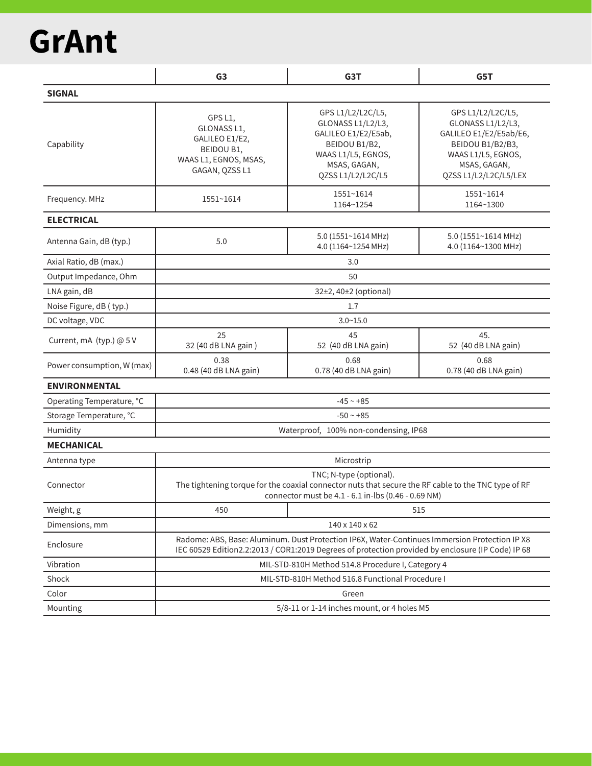# GrAnt

| | G3 | G3T | G5T |
|---|---|---|---|
| **SIGNAL** | | | |
| Capability | GPS L1, GLONASS L1, GALILEO E1/E2, BEIDOU B1, WAAS L1, EGNOS, MSAS, GAGAN, QZSS L1 | GPS L1/L2/L2C/L5, GLONASS L1/L2/L3, GALILEO E1/E2/E5ab, BEIDOU B1/B2, WAAS L1/L5, EGNOS, MSAS, GAGAN, QZSS L1/L2/L2C/L5 | GPS L1/L2/L2C/L5, GLONASS L1/L2/L3, GALILEO E1/E2/E5ab/E6, BEIDOU B1/B2/B3, WAAS L1/L5, EGNOS, MSAS, GAGAN, QZSS L1/L2/L2C/L5/LEX |
| Frequency. MHz | 1551~1614 | 1551~1614<br>1164~1254 | 1551~1614<br>1164~1300 |
| **ELECTRICAL** | | | |
| Antenna Gain, dB (typ.) | 5.0 | 5.0 (1551~1614 MHz)<br>4.0 (1164~1254 MHz) | 5.0 (1551~1614 MHz)<br>4.0 (1164~1300 MHz) |
| Axial Ratio, dB (max.) | 3.0 | | |
| Output Impedance, Ohm | 50 | | |
| LNA gain, dB | 32±2, 40±2 (optional) | | |
| Noise Figure, dB ( typ.) | 1.7 | | |
| DC voltage, VDC | 3.0~15.0 | | |
| Current, mA (typ.) @ 5 V | 25<br>32 (40 dB LNA gain ) | 45<br>52 (40 dB LNA gain) | 45.<br>52 (40 dB LNA gain) |
| Power consumption, W (max) | 0.38<br>0.48 (40 dB LNA gain) | 0.68<br>0.78 (40 dB LNA gain) | 0.68<br>0.78 (40 dB LNA gain) |
| **ENVIRONMENTAL** | | | |
| Operating Temperature, °C | -45 ~ +85 | | |
| Storage Temperature, °C | -50 ~ +85 | | |
| Humidity | Waterproof, 100% non-condensing, IP68 | | |
| **MECHANICAL** | | | |
| Antenna type | Microstrip | | |
| Connector | TNC; N-type (optional).<br>The tightening torque for the coaxial connector nuts that secure the RF cable to the TNC type of RF connector must be 4.1 - 6.1 in-lbs (0.46 - 0.69 NM) | | |
| Weight, g | 450 | 515 | |
| Dimensions, mm | 140 x 140 x 62 | | |
| Enclosure | Radome: ABS, Base: Aluminum. Dust Protection IP6X, Water-Continues Immersion Protection IP X8<br>IEC 60529 Edition2.2:2013 / COR1:2019 Degrees of protection provided by enclosure (IP Code) IP 68 | | |
| Vibration | MIL-STD-810H Method 514.8 Procedure I, Category 4 | | |
| Shock | MIL-STD-810H Method 516.8 Functional Procedure I | | |
| Color | Green | | |
| Mounting | 5/8-11 or 1-14 inches mount, or 4 holes M5 | | |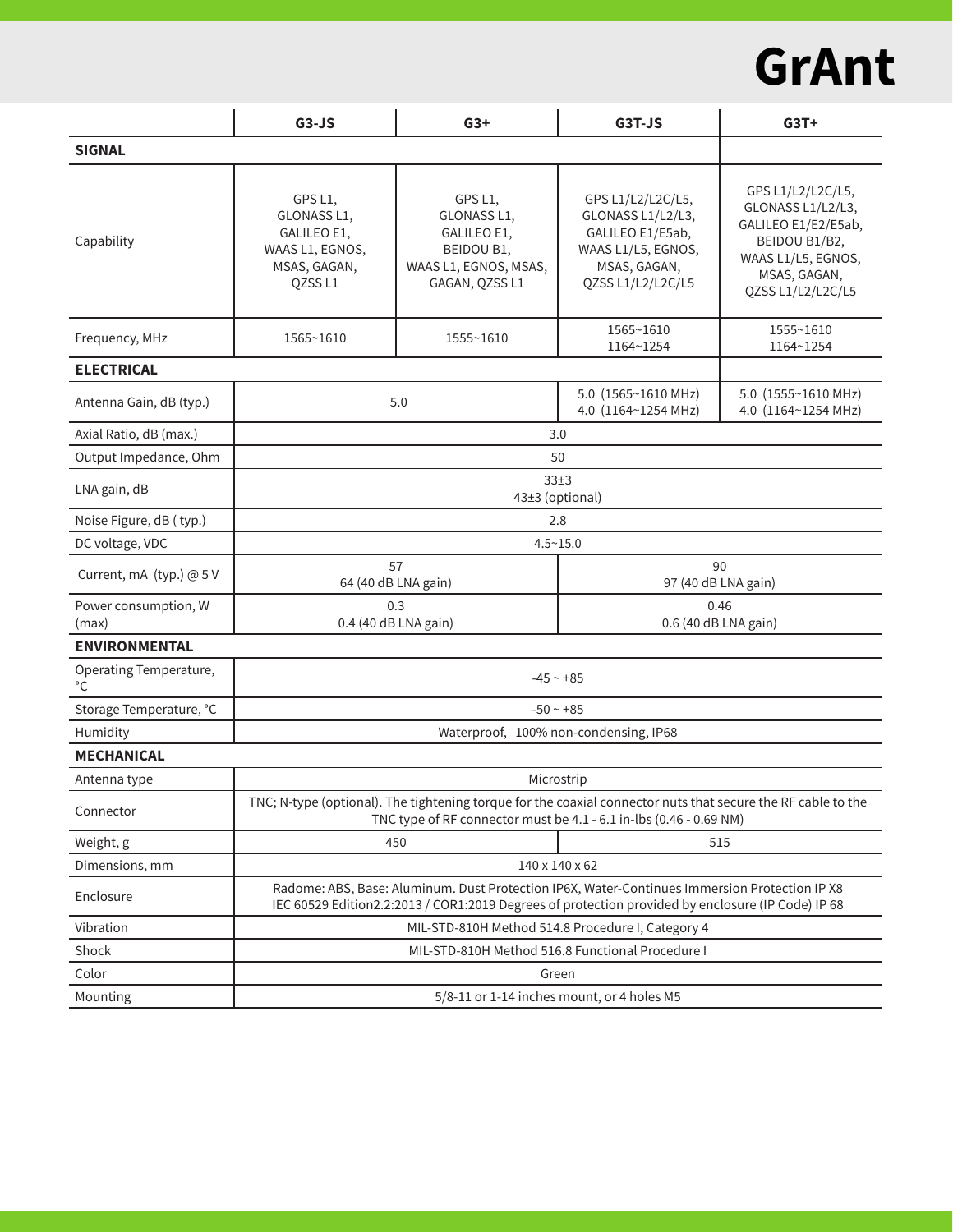# GrAnt

| | G3-JS | G3+ | G3T-JS | G3T+ |
|---|---|---|---|---|
| **SIGNAL** | | | | |
| Capability | GPS L1, GLONASS L1, GALILEO E1, WAAS L1, EGNOS, MSAS, GAGAN, QZSS L1 | GPS L1, GLONASS L1, GALILEO E1, BEIDOU B1, WAAS L1, EGNOS, MSAS, GAGAN, QZSS L1 | GPS L1/L2/L2C/L5, GLONASS L1/L2/L3, GALILEO E1/E5ab, WAAS L1/L5, EGNOS, MSAS, GAGAN, QZSS L1/L2/L2C/L5 | GPS L1/L2/L2C/L5, GLONASS L1/L2/L3, GALILEO E1/E2/E5ab, BEIDOU B1/B2, WAAS L1/L5, EGNOS, MSAS, GAGAN, QZSS L1/L2/L2C/L5 |
| Frequency, MHz | 1565~1610 | 1555~1610 | 1565~1610<br>1164~1254 | 1555~1610<br>1164~1254 |
| **ELECTRICAL** | | | | |
| Antenna Gain, dB (typ.) | 5.0 | | 5.0 (1565~1610 MHz)<br>4.0 (1164~1254 MHz) | 5.0 (1555~1610 MHz)<br>4.0 (1164~1254 MHz) |
| Axial Ratio, dB (max.) | 3.0 | | | |
| Output Impedance, Ohm | 50 | | | |
| LNA gain, dB | 33±3<br>43±3 (optional) | | | |
| Noise Figure, dB ( typ.) | 2.8 | | | |
| DC voltage, VDC | 4.5~15.0 | | | |
| Current, mA (typ.) @ 5 V | 57<br>64 (40 dB LNA gain) | | 90<br>97 (40 dB LNA gain) | |
| Power consumption, W (max) | 0.3<br>0.4 (40 dB LNA gain) | | 0.46<br>0.6 (40 dB LNA gain) | |
| **ENVIRONMENTAL** | | | | |
| Operating Temperature, °C | -45 ~ +85 | | | |
| Storage Temperature, °C | -50 ~ +85 | | | |
| Humidity | Waterproof, 100% non-condensing, IP68 | | | |
| **MECHANICAL** | | | | |
| Antenna type | Microstrip | | | |
| Connector | TNC; N-type (optional). The tightening torque for the coaxial connector nuts that secure the RF cable to the TNC type of RF connector must be 4.1 - 6.1 in-lbs (0.46 - 0.69 NM) | | | |
| Weight, g | 450 | | 515 | |
| Dimensions, mm | 140 x 140 x 62 | | | |
| Enclosure | Radome: ABS, Base: Aluminum. Dust Protection IP6X, Water-Continues Immersion Protection IP X8 IEC 60529 Edition2.2:2013 / COR1:2019 Degrees of protection provided by enclosure (IP Code) IP 68 | | | |
| Vibration | MIL-STD-810H Method 514.8 Procedure I, Category 4 | | | |
| Shock | MIL-STD-810H Method 516.8 Functional Procedure I | | | |
| Color | Green | | | |
| Mounting | 5/8-11 or 1-14 inches mount, or 4 holes M5 | | | |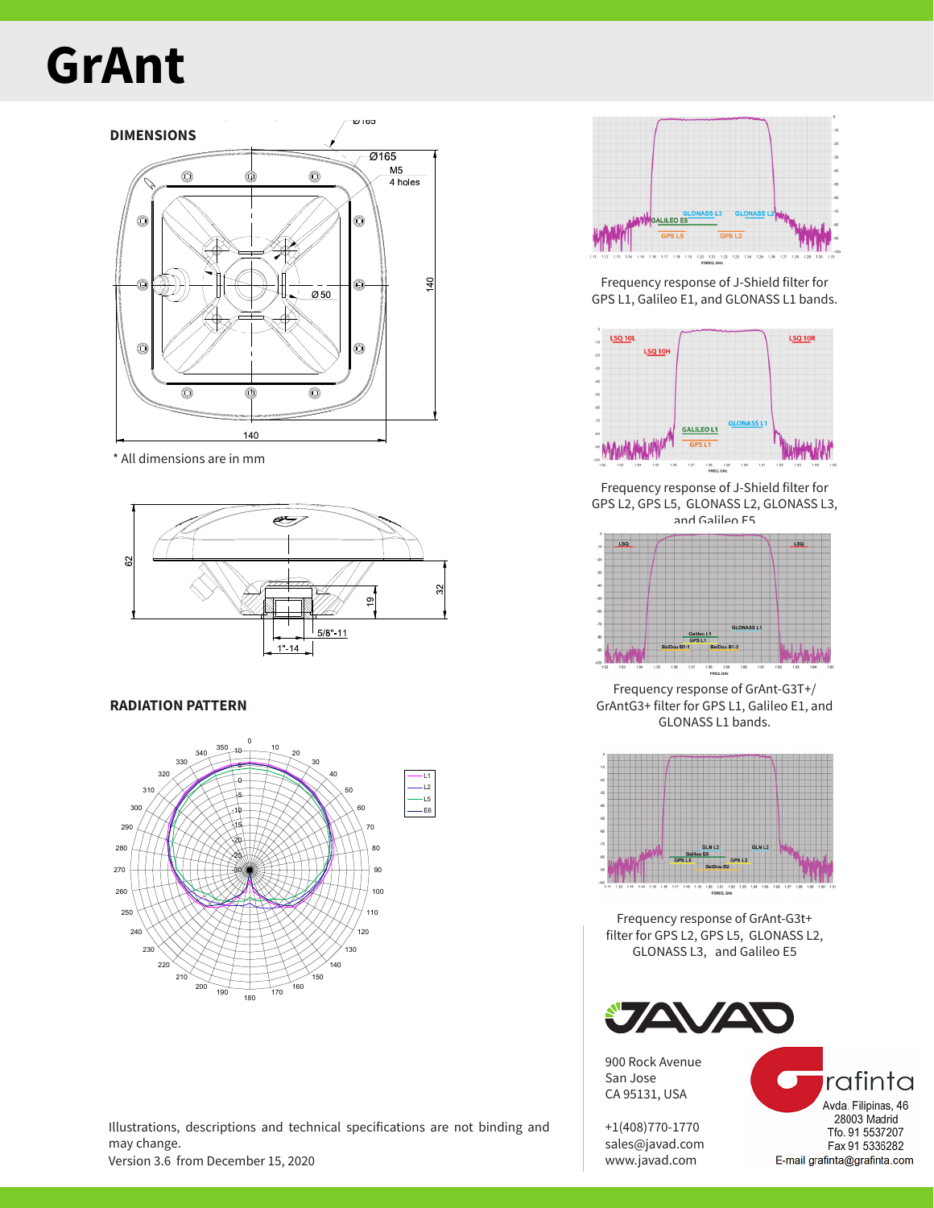# GrAnt

## DIMENSIONS

Ø165

Ø165

M5
4 holes

Ø 50

140

140

* All dimensions are in mm

62

32

19

5/8"-11

1"-14

## RADIATION PATTERN

0
10
20
30
40
50
60
70
80
90
100
110
120
130
140
150
160
170
180
190
200
210
220
230
240
250
260
270
280
290
300
310
320
330
340
350

10
5
0
-5
-10
-15
-20
-25
-30

L1
L2
L5
E6

GALILEO E5
GLONASS L3
GLONASS L2
GPS L5
GPS L2

Frequency response of J-Shield filter for GPS L1, Galileo E1, and GLONASS L1 bands.

LSQ 10L
LSQ 10H
LSQ 10R
GALILEO L1
GPS L1
GLONASS L1

Frequency response of J-Shield filter for GPS L2, GPS L5, GLONASS L2, GLONASS L3, and Galileo E5

LSQ
LSQ
Galileo L1
GPS L1
GLONASS L1
BeiDou B1-1
BeiDou B1-2

Frequency response of GrAnt-G3T+/ GrAntG3+ filter for GPS L1, Galileo E1, and GLONASS L1 bands.

GLN L3
GLN L2
Galileo E5
GPS L5
GPS L2
BeiDou B2

Frequency response of GrAnt-G3t+ filter for GPS L2, GPS L5, GLONASS L2, GLONASS L3, and Galileo E5

JAVAD

900 Rock Avenue
San Jose
CA 95131, USA

+1(408)770-1770
sales@javad.com
www.javad.com

grafinta
Avda. Filipinas, 46
28003 Madrid
Tfo. 91 5537207
Fax 91 5336282
E-mail grafinta@grafinta.com

Illustrations, descriptions and technical specifications are not binding and may change.
Version 3.6 from December 15, 2020